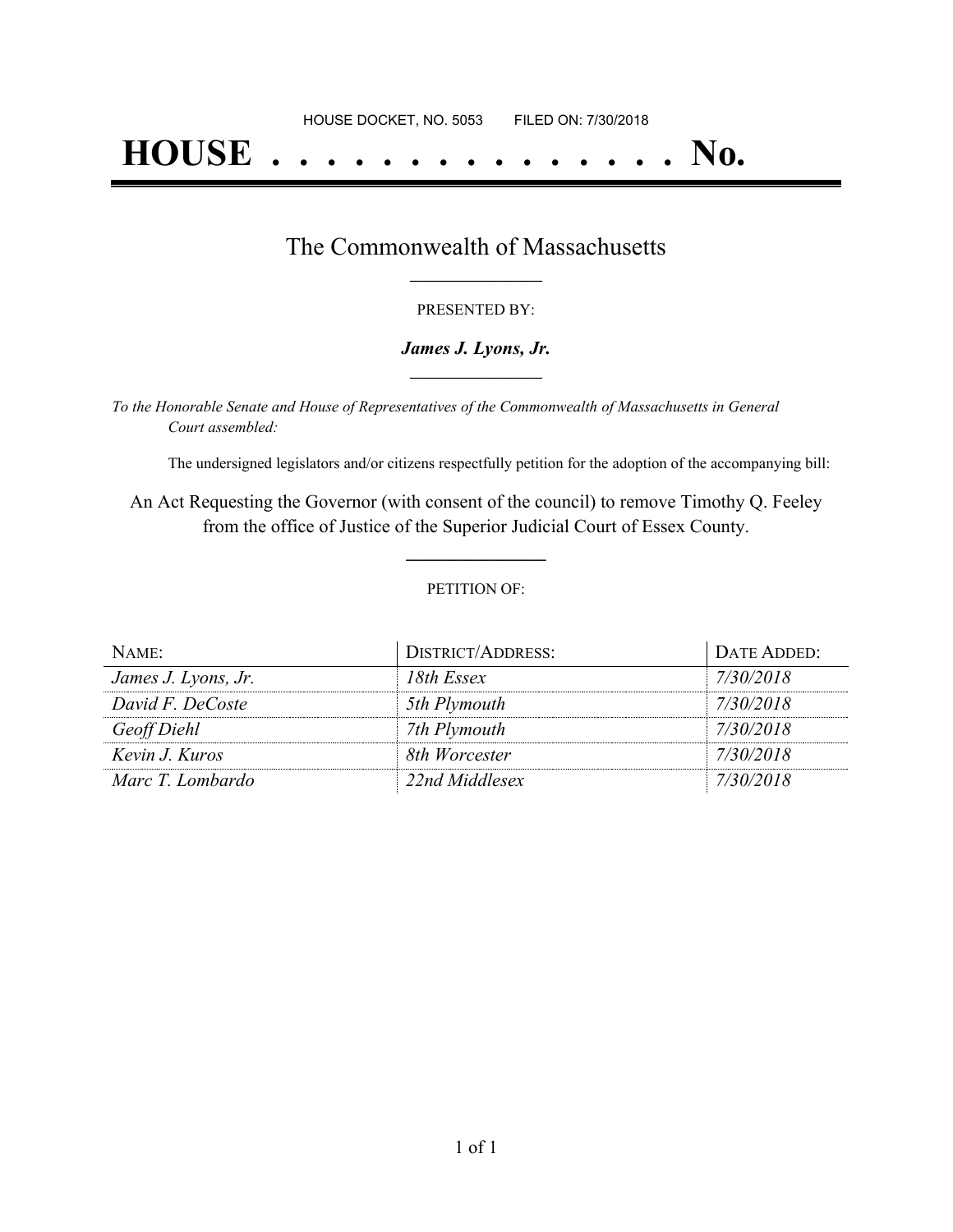HOUSE DOCKET, NO. 5053        FILED ON: 7/30/2018

# HOUSE . . . . . . . . . . . . . . . No.

## The Commonwealth of Massachusetts

PRESENTED BY:

***James J. Lyons, Jr.***

*To the Honorable Senate and House of Representatives of the Commonwealth of Massachusetts in General Court assembled:*

The undersigned legislators and/or citizens respectfully petition for the adoption of the accompanying bill:

An Act Requesting the Governor (with consent of the council) to remove Timothy Q. Feeley from the office of Justice of the Superior Judicial Court of Essex County.

PETITION OF:

| NAME: | DISTRICT/ADDRESS: | DATE ADDED: |
| --- | --- | --- |
| *James J. Lyons, Jr.* | *18th Essex* | *7/30/2018* |
| *David F. DeCoste* | *5th Plymouth* | *7/30/2018* |
| *Geoff Diehl* | *7th Plymouth* | *7/30/2018* |
| *Kevin J. Kuros* | *8th Worcester* | *7/30/2018* |
| *Marc T. Lombardo* | *22nd Middlesex* | *7/30/2018* |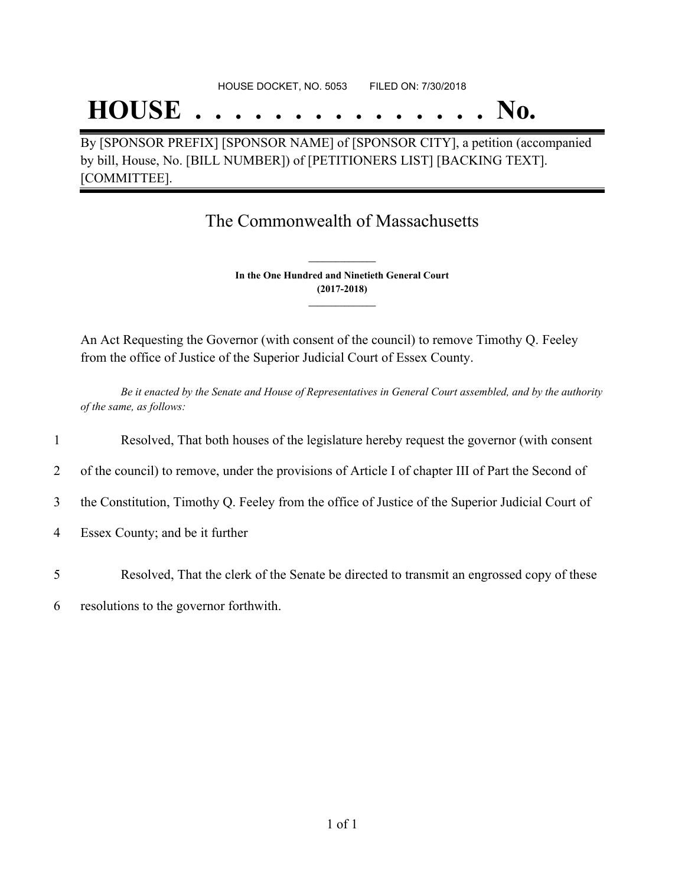HOUSE DOCKET, NO. 5053 FILED ON: 7/30/2018

# HOUSE . . . . . . . . . . . . . . . No.

By [SPONSOR PREFIX] [SPONSOR NAME] of [SPONSOR CITY], a petition (accompanied by bill, House, No. [BILL NUMBER]) of [PETITIONERS LIST] [BACKING TEXT]. [COMMITTEE].

## The Commonwealth of Massachusetts

**In the One Hundred and Ninetieth General Court**
**(2017-2018)**

An Act Requesting the Governor (with consent of the council) to remove Timothy Q. Feeley from the office of Justice of the Superior Judicial Court of Essex County.

*Be it enacted by the Senate and House of Representatives in General Court assembled, and by the authority of the same, as follows:*

1 Resolved, That both houses of the legislature hereby request the governor (with consent
2 of the council) to remove, under the provisions of Article I of chapter III of Part the Second of
3 the Constitution, Timothy Q. Feeley from the office of Justice of the Superior Judicial Court of
4 Essex County; and be it further

5 Resolved, That the clerk of the Senate be directed to transmit an engrossed copy of these
6 resolutions to the governor forthwith.